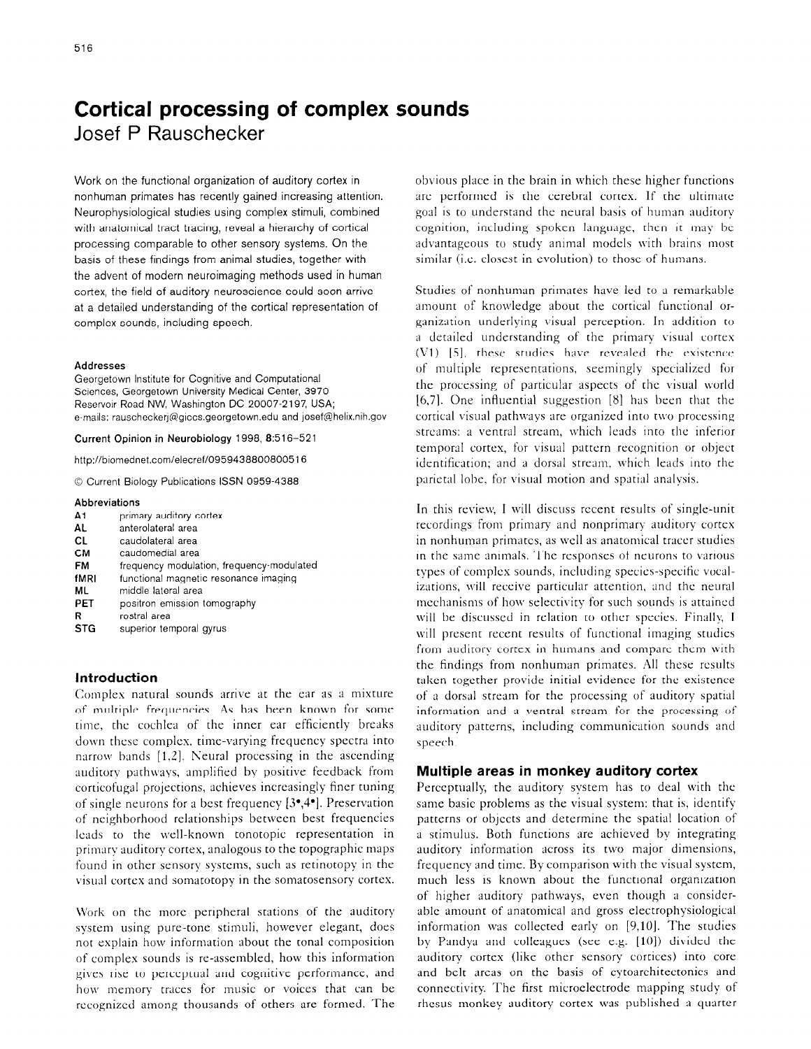# Cortical processing of complex sounds

Josef P Rauschecker

Work on the functional organization of auditory cortex in nonhuman primates has recently gained increasing attention. Neurophysiological studies using complex stimuli, combined with anatomical tract tracing, reveal a hierarchy of cortical processing comparable to other sensory systems. On the basis of these findings from animal studies, together with the advent of modern neuroimaging methods used in human cortex, the field of auditory neuroscience could soon arrive at a detailed understanding of the cortical representation of complex sounds, including speech.

**Addresses**

Georgetown Institute for Cognitive and Computational Sciences, Georgetown University Medical Center, 3970 Reservoir Road NW, Washington DC 20007-2197, USA;
e-mails: rauscheckerj@giccs.georgetown.edu and josef@helix.nih.gov

**Current Opinion in Neurobiology** 1998, **8**:516–521

http://biomednet.com/elecref/0959438800800516

© Current Biology Publications ISSN 0959-4388

**Abbreviations**

| | |
|---|---|
| **A1** | primary auditory cortex |
| **AL** | anterolateral area |
| **CL** | caudolateral area |
| **CM** | caudomedial area |
| **FM** | frequency modulation, frequency-modulated |
| **fMRI** | functional magnetic resonance imaging |
| **ML** | middle lateral area |
| **PET** | positron emission tomography |
| **R** | rostral area |
| **STG** | superior temporal gyrus |

## Introduction

Complex natural sounds arrive at the ear as a mixture of multiple frequencies. As has been known for some time, the cochlea of the inner ear efficiently breaks down these complex, time-varying frequency spectra into narrow bands [1,2]. Neural processing in the ascending auditory pathways, amplified by positive feedback from corticofugal projections, achieves increasingly finer tuning of single neurons for a best frequency [3•,4•]. Preservation of neighborhood relationships between best frequencies leads to the well-known tonotopic representation in primary auditory cortex, analogous to the topographic maps found in other sensory systems, such as retinotopy in the visual cortex and somatotopy in the somatosensory cortex.

Work on the more peripheral stations of the auditory system using pure-tone stimuli, however elegant, does not explain how information about the tonal composition of complex sounds is re-assembled, how this information gives rise to perceptual and cognitive performance, and how memory traces for music or voices that can be recognized among thousands of others are formed. The obvious place in the brain in which these higher functions are performed is the cerebral cortex. If the ultimate goal is to understand the neural basis of human auditory cognition, including spoken language, then it may be advantageous to study animal models with brains most similar (i.e. closest in evolution) to those of humans.

Studies of nonhuman primates have led to a remarkable amount of knowledge about the cortical functional organization underlying visual perception. In addition to a detailed understanding of the primary visual cortex (V1) [5], these studies have revealed the existence of multiple representations, seemingly specialized for the processing of particular aspects of the visual world [6,7]. One influential suggestion [8] has been that the cortical visual pathways are organized into two processing streams: a ventral stream, which leads into the inferior temporal cortex, for visual pattern recognition or object identification; and a dorsal stream, which leads into the parietal lobe, for visual motion and spatial analysis.

In this review, I will discuss recent results of single-unit recordings from primary and nonprimary auditory cortex in nonhuman primates, as well as anatomical tracer studies in the same animals. The responses of neurons to various types of complex sounds, including species-specific vocalizations, will receive particular attention, and the neural mechanisms of how selectivity for such sounds is attained will be discussed in relation to other species. Finally, I will present recent results of functional imaging studies from auditory cortex in humans and compare them with the findings from nonhuman primates. All these results taken together provide initial evidence for the existence of a dorsal stream for the processing of auditory spatial information and a ventral stream for the processing of auditory patterns, including communication sounds and speech.

## Multiple areas in monkey auditory cortex

Perceptually, the auditory system has to deal with the same basic problems as the visual system: that is, identify patterns or objects and determine the spatial location of a stimulus. Both functions are achieved by integrating auditory information across its two major dimensions, frequency and time. By comparison with the visual system, much less is known about the functional organization of higher auditory pathways, even though a considerable amount of anatomical and gross electrophysiological information was collected early on [9,10]. The studies by Pandya and colleagues (see e.g. [10]) divided the auditory cortex (like other sensory cortices) into core and belt areas on the basis of cytoarchitectonics and connectivity. The first microelectrode mapping study of rhesus monkey auditory cortex was published a quarter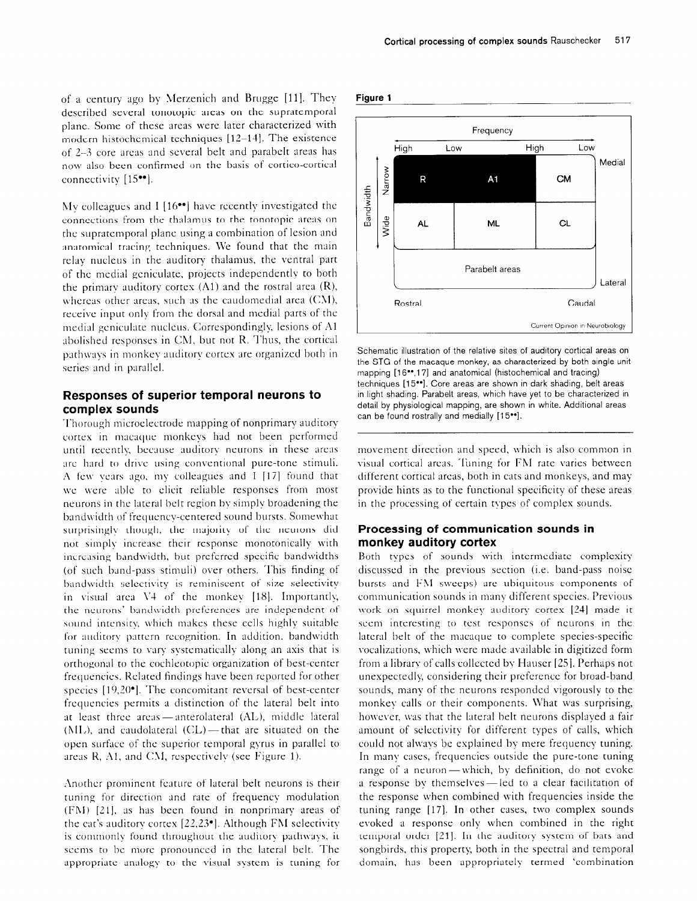of a century ago by Merzenich and Brugge [11]. They described several tonotopic areas on the supratemporal plane. Some of these areas were later characterized with modern histochemical techniques [12–14]. The existence of 2–3 core areas and several belt and parabelt areas has now also been confirmed on the basis of cortico-cortical connectivity [15••].

My colleagues and I [16••] have recently investigated the connections from the thalamus to the tonotopic areas on the supratemporal plane using a combination of lesion and anatomical tracing techniques. We found that the main relay nucleus in the auditory thalamus, the ventral part of the medial geniculate, projects independently to both the primary auditory cortex (A1) and the rostral area (R), whereas other areas, such as the caudomedial area (CM), receive input only from the dorsal and medial parts of the medial geniculate nucleus. Correspondingly, lesions of A1 abolished responses in CM, but not R. Thus, the cortical pathways in monkey auditory cortex are organized both in series and in parallel.

## Responses of superior temporal neurons to complex sounds

Thorough microelectrode mapping of nonprimary auditory cortex in macaque monkeys had not been performed until recently, because auditory neurons in these areas are hard to drive using conventional pure-tone stimuli. A few years ago, my colleagues and I [17] found that we were able to elicit reliable responses from most neurons in the lateral belt region by simply broadening the bandwidth of frequency-centered sound bursts. Somewhat surprisingly though, the majority of the neurons did not simply increase their response monotonically with increasing bandwidth, but preferred specific bandwidths (of such band-pass stimuli) over others. This finding of bandwidth selectivity is reminiscent of size selectivity in visual area V4 of the monkey [18]. Importantly, the neurons' bandwidth preferences are independent of sound intensity, which makes these cells highly suitable for auditory pattern recognition. In addition, bandwidth tuning seems to vary systematically along an axis that is orthogonal to the cochleotopic organization of best-center frequencies. Related findings have been reported for other species [19,20•]. The concomitant reversal of best-center frequencies permits a distinction of the lateral belt into at least three areas — anterolateral (AL), middle lateral (ML), and caudolateral (CL) — that are situated on the open surface of the superior temporal gyrus in parallel to areas R, A1, and CM, respectively (see Figure 1).

Another prominent feature of lateral belt neurons is their tuning for direction and rate of frequency modulation (FM) [21], as has been found in nonprimary areas of the cat's auditory cortex [22,23•]. Although FM selectivity is commonly found throughout the auditory pathways, it seems to be more pronounced in the lateral belt. The appropriate analogy to the visual system is tuning for movement direction and speed, which is also common in visual cortical areas. Tuning for FM rate varies between different cortical areas, both in cats and monkeys, and may provide hints as to the functional specificity of these areas in the processing of certain types of complex sounds.

**Figure 1**

| | High | Low | High | Low | |
|---|---|---|---|---|---|
| Bandwidth: Narrow | R | A1 | | CM | Medial |
| Bandwidth: Wide | AL | ML | | CL | |
| | Parabelt areas | | | | Lateral |
| | Rostral | | | Caudal | |

Frequency axis (top): High → Low, High → Low.

Schematic illustration of the relative sites of auditory cortical areas on the STG of the macaque monkey, as characterized by both single unit mapping [16••,17] and anatomical (histochemical and tracing) techniques [15••]. Core areas are shown in dark shading, belt areas in light shading. Parabelt areas, which have yet to be characterized in detail by physiological mapping, are shown in white. Additional areas can be found rostrally and medially [15••].

## Processing of communication sounds in monkey auditory cortex

Both types of sounds with intermediate complexity discussed in the previous section (i.e. band-pass noise bursts and FM sweeps) are ubiquitous components of communication sounds in many different species. Previous work on squirrel monkey auditory cortex [24] made it seem interesting to test responses of neurons in the lateral belt of the macaque to complete species-specific vocalizations, which were made available in digitized form from a library of calls collected by Hauser [25]. Perhaps not unexpectedly, considering their preference for broad-band sounds, many of the neurons responded vigorously to the monkey calls or their components. What was surprising, however, was that the lateral belt neurons displayed a fair amount of selectivity for different types of calls, which could not always be explained by mere frequency tuning. In many cases, frequencies outside the pure-tone tuning range of a neuron — which, by definition, do not evoke a response by themselves — led to a clear facilitation of the response when combined with frequencies inside the tuning range [17]. In other cases, two complex sounds evoked a response only when combined in the right temporal order [21]. In the auditory system of bats and songbirds, this property, both in the spectral and temporal domain, has been appropriately termed 'combination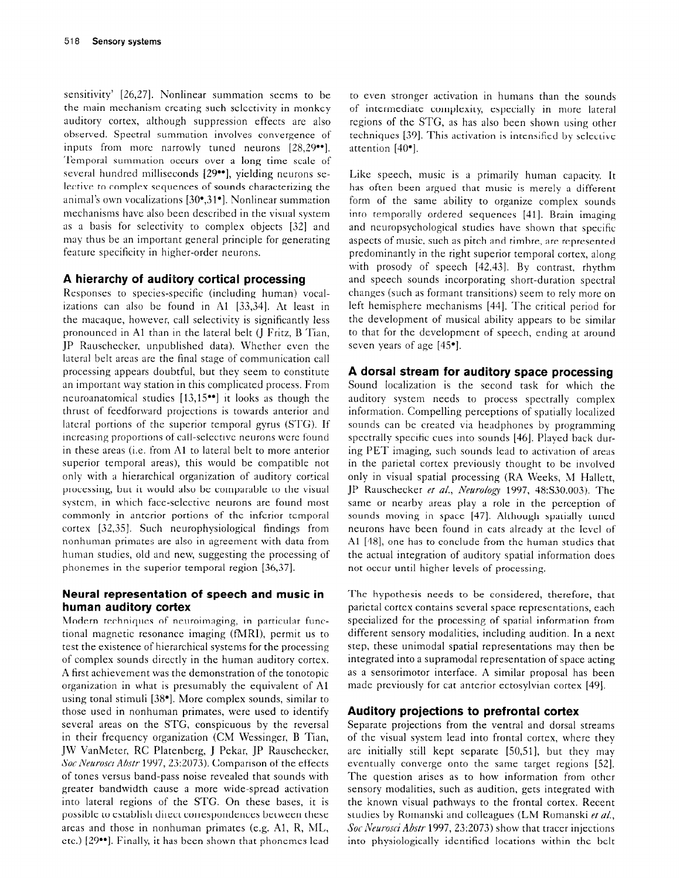sensitivity' [26,27]. Nonlinear summation seems to be the main mechanism creating such selectivity in monkey auditory cortex, although suppression effects are also observed. Spectral summation involves convergence of inputs from more narrowly tuned neurons [28,29••]. Temporal summation occurs over a long time scale of several hundred milliseconds [29••], yielding neurons selective to complex sequences of sounds characterizing the animal's own vocalizations [30•,31•]. Nonlinear summation mechanisms have also been described in the visual system as a basis for selectivity to complex objects [32] and may thus be an important general principle for generating feature specificity in higher-order neurons.

## A hierarchy of auditory cortical processing

Responses to species-specific (including human) vocalizations can also be found in A1 [33,34]. At least in the macaque, however, call selectivity is significantly less pronounced in A1 than in the lateral belt (J Fritz, B Tian, JP Rauschecker, unpublished data). Whether even the lateral belt areas are the final stage of communication call processing appears doubtful, but they seem to constitute an important way station in this complicated process. From neuroanatomical studies [13,15••] it looks as though the thrust of feedforward projections is towards anterior and lateral portions of the superior temporal gyrus (STG). If increasing proportions of call-selective neurons were found in these areas (i.e. from A1 to lateral belt to more anterior superior temporal areas), this would be compatible not only with a hierarchical organization of auditory cortical processing, but it would also be comparable to the visual system, in which face-selective neurons are found most commonly in anterior portions of the inferior temporal cortex [32,35]. Such neurophysiological findings from nonhuman primates are also in agreement with data from human studies, old and new, suggesting the processing of phonemes in the superior temporal region [36,37].

## Neural representation of speech and music in human auditory cortex

Modern techniques of neuroimaging, in particular functional magnetic resonance imaging (fMRI), permit us to test the existence of hierarchical systems for the processing of complex sounds directly in the human auditory cortex. A first achievement was the demonstration of the tonotopic organization in what is presumably the equivalent of A1 using tonal stimuli [38•]. More complex sounds, similar to those used in nonhuman primates, were used to identify several areas on the STG, conspicuous by the reversal in their frequency organization (CM Wessinger, B Tian, JW VanMeter, RC Platenberg, J Pekar, JP Rauschecker, *Soc Neurosci Abstr* 1997, 23:2073). Comparison of the effects of tones versus band-pass noise revealed that sounds with greater bandwidth cause a more wide-spread activation into lateral regions of the STG. On these bases, it is possible to establish direct correspondences between these areas and those in nonhuman primates (e.g. A1, R, ML, etc.) [29••]. Finally, it has been shown that phonemes lead to even stronger activation in humans than the sounds of intermediate complexity, especially in more lateral regions of the STG, as has also been shown using other techniques [39]. This activation is intensified by selective attention [40•].

Like speech, music is a primarily human capacity. It has often been argued that music is merely a different form of the same ability to organize complex sounds into temporally ordered sequences [41]. Brain imaging and neuropsychological studies have shown that specific aspects of music, such as pitch and timbre, are represented predominantly in the right superior temporal cortex, along with prosody of speech [42,43]. By contrast, rhythm and speech sounds incorporating short-duration spectral changes (such as formant transitions) seem to rely more on left hemisphere mechanisms [44]. The critical period for the development of musical ability appears to be similar to that for the development of speech, ending at around seven years of age [45•].

## A dorsal stream for auditory space processing

Sound localization is the second task for which the auditory system needs to process spectrally complex information. Compelling perceptions of spatially localized sounds can be created via headphones by programming spectrally specific cues into sounds [46]. Played back during PET imaging, such sounds lead to activation of areas in the parietal cortex previously thought to be involved only in visual spatial processing (RA Weeks, M Hallett, JP Rauschecker *et al.*, *Neurology* 1997, 48:S30.003). The same or nearby areas play a role in the perception of sounds moving in space [47]. Although spatially tuned neurons have been found in cats already at the level of A1 [48], one has to conclude from the human studies that the actual integration of auditory spatial information does not occur until higher levels of processing.

The hypothesis needs to be considered, therefore, that parietal cortex contains several space representations, each specialized for the processing of spatial information from different sensory modalities, including audition. In a next step, these unimodal spatial representations may then be integrated into a supramodal representation of space acting as a sensorimotor interface. A similar proposal has been made previously for cat anterior ectosylvian cortex [49].

## Auditory projections to prefrontal cortex

Separate projections from the ventral and dorsal streams of the visual system lead into frontal cortex, where they are initially still kept separate [50,51], but they may eventually converge onto the same target regions [52]. The question arises as to how information from other sensory modalities, such as audition, gets integrated with the known visual pathways to the frontal cortex. Recent studies by Romanski and colleagues (LM Romanski *et al.*, *Soc Neurosci Abstr* 1997, 23:2073) show that tracer injections into physiologically identified locations within the belt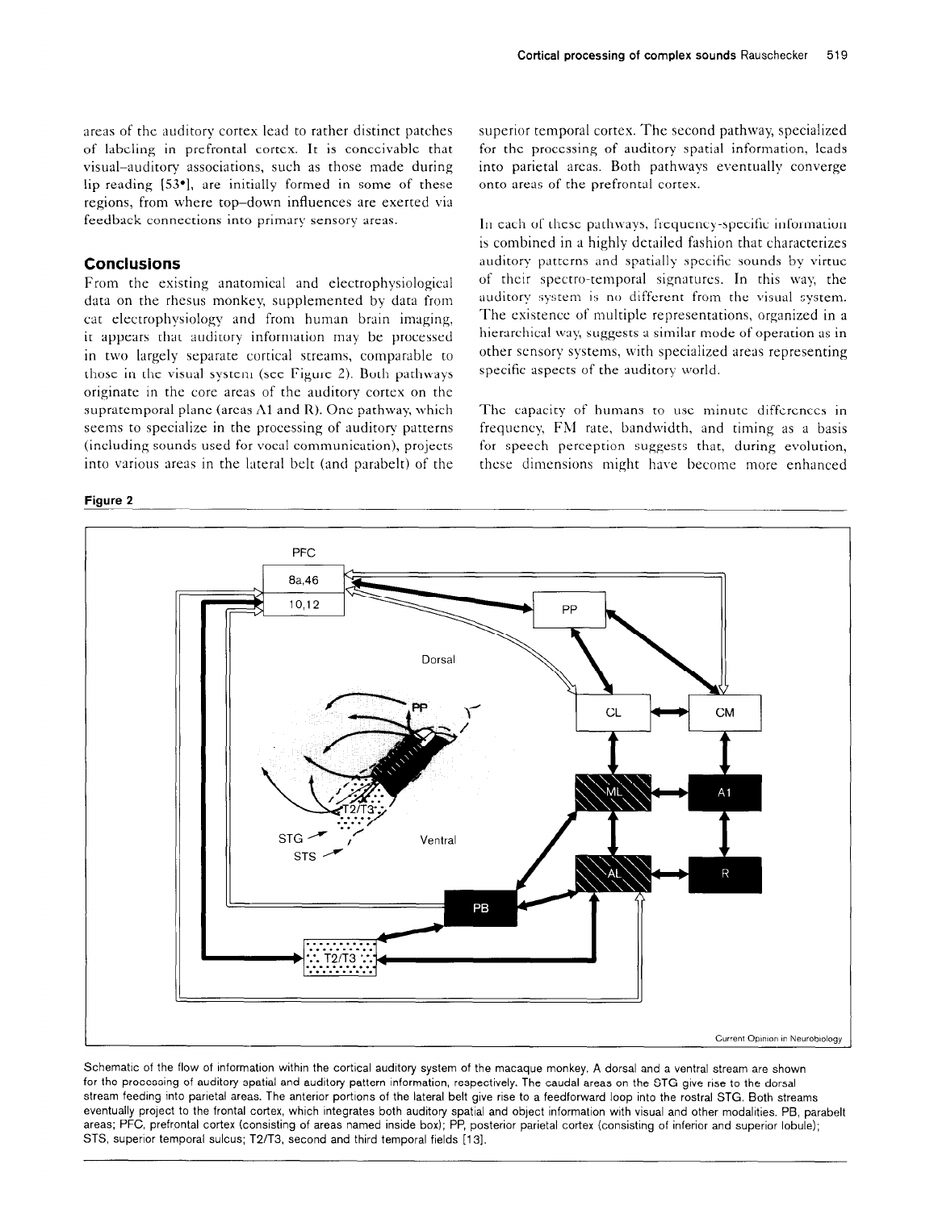areas of the auditory cortex lead to rather distinct patches of labeling in prefrontal cortex. It is conceivable that visual–auditory associations, such as those made during lip reading [53•], are initially formed in some of these regions, from where top–down influences are exerted via feedback connections into primary sensory areas.

## Conclusions

From the existing anatomical and electrophysiological data on the rhesus monkey, supplemented by data from cat electrophysiology and from human brain imaging, it appears that auditory information may be processed in two largely separate cortical streams, comparable to those in the visual system (see Figure 2). Both pathways originate in the core areas of the auditory cortex on the supratemporal plane (areas A1 and R). One pathway, which seems to specialize in the processing of auditory patterns (including sounds used for vocal communication), projects into various areas in the lateral belt (and parabelt) of the superior temporal cortex. The second pathway, specialized for the processing of auditory spatial information, leads into parietal areas. Both pathways eventually converge onto areas of the prefrontal cortex.

In each of these pathways, frequency-specific information is combined in a highly detailed fashion that characterizes auditory patterns and spatially specific sounds by virtue of their spectro-temporal signatures. In this way, the auditory system is no different from the visual system. The existence of multiple representations, organized in a hierarchical way, suggests a similar mode of operation as in other sensory systems, with specialized areas representing specific aspects of the auditory world.

The capacity of humans to use minute differences in frequency, FM rate, bandwidth, and timing as a basis for speech perception suggests that, during evolution, these dimensions might have become more enhanced

**Figure 2**

Schematic of the flow of information within the cortical auditory system of the macaque monkey. A dorsal and a ventral stream are shown for the processing of auditory spatial and auditory pattern information, respectively. The caudal areas on the STG give rise to the dorsal stream feeding into parietal areas. The anterior portions of the lateral belt give rise to a feedforward loop into the rostral STG. Both streams eventually project to the frontal cortex, which integrates both auditory spatial and object information with visual and other modalities. PB, parabelt areas; PFC, prefrontal cortex (consisting of areas named inside box); PP, posterior parietal cortex (consisting of inferior and superior lobule); STS, superior temporal sulcus; T2/T3, second and third temporal fields [13].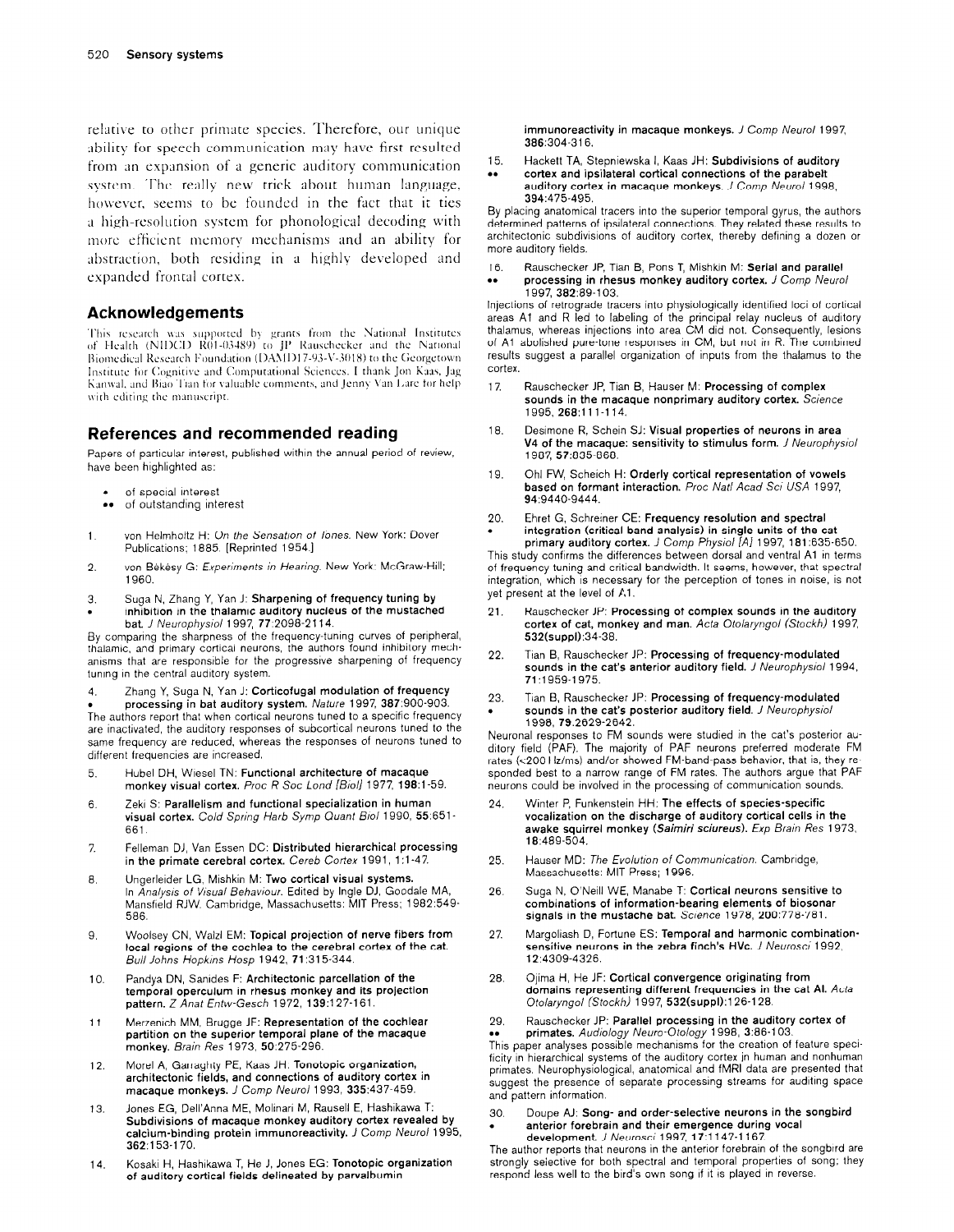relative to other primate species. Therefore, our unique ability for speech communication may have first resulted from an expansion of a generic auditory communication system. The really new trick about human language, however, seems to be founded in the fact that it ties a high-resolution system for phonological decoding with more efficient memory mechanisms and an ability for abstraction, both residing in a highly developed and expanded frontal cortex.

## Acknowledgements

This research was supported by grants from the National Institutes of Health (NIDCD R01-03489) to JP Rauschecker and the National Biomedical Research Foundation (DAMD17-93-V-3018) to the Georgetown Institute for Cognitive and Computational Sciences. I thank Jon Kaas, Jag Kanwal, and Biao Tian for valuable comments, and Jenny Van Lare for help with editing the manuscript.

## References and recommended reading

Papers of particular interest, published within the annual period of review, have been highlighted as:

- • of special interest
- •• of outstanding interest

1. von Helmholtz H: *On the Sensation of Tones*. New York: Dover Publications; 1885. [Reprinted 1954.]

2. von Békésy G: *Experiments in Hearing*. New York: McGraw-Hill; 1960.

3. • Suga N, Zhang Y, Yan J: **Sharpening of frequency tuning by inhibition in the thalamic auditory nucleus of the mustached bat.** *J Neurophysiol* 1997, **77**:2098-2114.

   By comparing the sharpness of the frequency-tuning curves of peripheral, thalamic, and primary cortical neurons, the authors found inhibitory mechanisms that are responsible for the progressive sharpening of frequency tuning in the central auditory system.

4. • Zhang Y, Suga N, Yan J: **Corticofugal modulation of frequency processing in bat auditory system.** *Nature* 1997, **387**:900-903.

   The authors report that when cortical neurons tuned to a specific frequency are inactivated, the auditory responses of subcortical neurons tuned to the same frequency are reduced, whereas the responses of neurons tuned to different frequencies are increased.

5. Hubel DH, Wiesel TN: **Functional architecture of macaque monkey visual cortex.** *Proc R Soc Lond [Biol]* 1977, **198**:1-59.

6. Zeki S: **Parallelism and functional specialization in human visual cortex.** *Cold Spring Harb Symp Quant Biol* 1990, **55**:651-661.

7. Felleman DJ, Van Essen DC: **Distributed hierarchical processing in the primate cerebral cortex.** *Cereb Cortex* 1991, **1**:1-47.

8. Ungerleider LG, Mishkin M: **Two cortical visual systems.** In *Analysis of Visual Behaviour*. Edited by Ingle DJ, Goodale MA, Mansfield RJW. Cambridge, Massachusetts: MIT Press; 1982:549-586.

9. Woolsey CN, Walzl EM: **Topical projection of nerve fibers from local regions of the cochlea to the cerebral cortex of the cat.** *Bull Johns Hopkins Hosp* 1942, **71**:315-344.

10. Pandya DN, Sanides F: **Architectonic parcellation of the temporal operculum in rhesus monkey and its projection pattern.** *Z Anat Entw-Gesch* 1972, **139**:127-161.

11. Merzenich MM, Brugge JF: **Representation of the cochlear partition on the superior temporal plane of the macaque monkey.** *Brain Res* 1973, **50**:275-296.

12. Morel A, Garraghty PE, Kaas JH: **Tonotopic organization, architectonic fields, and connections of auditory cortex in macaque monkeys.** *J Comp Neurol* 1993, **335**:437-459.

13. Jones EG, Dell'Anna ME, Molinari M, Rausell E, Hashikawa T: **Subdivisions of macaque monkey auditory cortex revealed by calcium-binding protein immunoreactivity.** *J Comp Neurol* 1995, **362**:153-170.

14. Kosaki H, Hashikawa T, He J, Jones EG: **Tonotopic organization of auditory cortical fields delineated by parvalbumin immunoreactivity in macaque monkeys.** *J Comp Neurol* 1997, **386**:304-316.

15. •• Hackett TA, Stepniewska I, Kaas JH: **Subdivisions of auditory cortex and ipsilateral cortical connections of the parabelt auditory cortex in macaque monkeys.** *J Comp Neurol* 1998, **394**:475-495.

    By placing anatomical tracers into the superior temporal gyrus, the authors determined patterns of ipsilateral connections. They related these results to architectonic subdivisions of auditory cortex, thereby defining a dozen or more auditory fields.

16. •• Rauschecker JP, Tian B, Pons T, Mishkin M: **Serial and parallel processing in rhesus monkey auditory cortex.** *J Comp Neurol* 1997, **382**:89-103.

    Injections of retrograde tracers into physiologically identified loci of cortical areas A1 and R led to labeling of the principal relay nucleus of auditory thalamus, whereas injections into area CM did not. Consequently, lesions of A1 abolished pure-tone responses in CM, but not in R. The combined results suggest a parallel organization of inputs from the thalamus to the cortex.

17. Rauschecker JP, Tian B, Hauser M: **Processing of complex sounds in the macaque nonprimary auditory cortex.** *Science* 1995, **268**:111-114.

18. Desimone R, Schein SJ: **Visual properties of neurons in area V4 of the macaque: sensitivity to stimulus form.** *J Neurophysiol* 1987, **57**:835-868.

19. Ohl FW, Scheich H: **Orderly cortical representation of vowels based on formant interaction.** *Proc Natl Acad Sci USA* 1997, **94**:9440-9444.

20. • Ehret G, Schreiner CE: **Frequency resolution and spectral integration (critical band analysis) in single units of the cat primary auditory cortex.** *J Comp Physiol [A]* 1997, **181**:635-650.

    This study confirms the differences between dorsal and ventral A1 in terms of frequency tuning and critical bandwidth. It seems, however, that spectral integration, which is necessary for the perception of tones in noise, is not yet present at the level of A1.

21. Rauschecker JP: **Processing of complex sounds in the auditory cortex of cat, monkey and man.** *Acta Otolaryngol (Stockh)* 1997, **532(suppl)**:34-38.

22. Tian B, Rauschecker JP: **Processing of frequency-modulated sounds in the cat's anterior auditory field.** *J Neurophysiol* 1994, **71**:1959-1975.

23. • Tian B, Rauschecker JP: **Processing of frequency-modulated sounds in the cat's posterior auditory field.** *J Neurophysiol* 1998, **79**:2629-2642.

    Neuronal responses to FM sounds were studied in the cat's posterior auditory field (PAF). The majority of PAF neurons preferred moderate FM rates (≤200 Hz/ms) and/or showed FM-band-pass behavior, that is, they responded best to a narrow range of FM rates. The authors argue that PAF neurons could be involved in the processing of communication sounds.

24. Winter P, Funkenstein HH: **The effects of species-specific vocalization on the discharge of auditory cortical cells in the awake squirrel monkey (*Saimiri sciureus*).** *Exp Brain Res* 1973, **18**:489-504.

25. Hauser MD: *The Evolution of Communication*. Cambridge, Massachusetts: MIT Press; 1996.

26. Suga N, O'Neill WE, Manabe T: **Cortical neurons sensitive to combinations of information-bearing elements of biosonar signals in the mustache bat.** *Science* 1978, **200**:778-781.

27. Margoliash D, Fortune ES: **Temporal and harmonic combination-sensitive neurons in the zebra finch's HVc.** *J Neurosci* 1992, **12**:4309-4326.

28. Ojima H, He JF: **Cortical convergence originating from domains representing different frequencies in the cat AI.** *Acta Otolaryngol (Stockh)* 1997, **532(suppl)**:126-128.

29. •• Rauschecker JP: **Parallel processing in the auditory cortex of primates.** *Audiology Neuro-Otology* 1998, **3**:86-103.

    This paper analyses possible mechanisms for the creation of feature specificity in hierarchical systems of the auditory cortex in human and nonhuman primates. Neurophysiological, anatomical and fMRI data are presented that suggest the presence of separate processing streams for auditing space and pattern information.

30. • Doupe AJ: **Song- and order-selective neurons in the songbird anterior forebrain and their emergence during vocal development.** *J Neurosci* 1997, **17**:1147-1167.

    The author reports that neurons in the anterior forebrain of the songbird are strongly selective for both spectral and temporal properties of song; they respond less well to the bird's own song if it is played in reverse.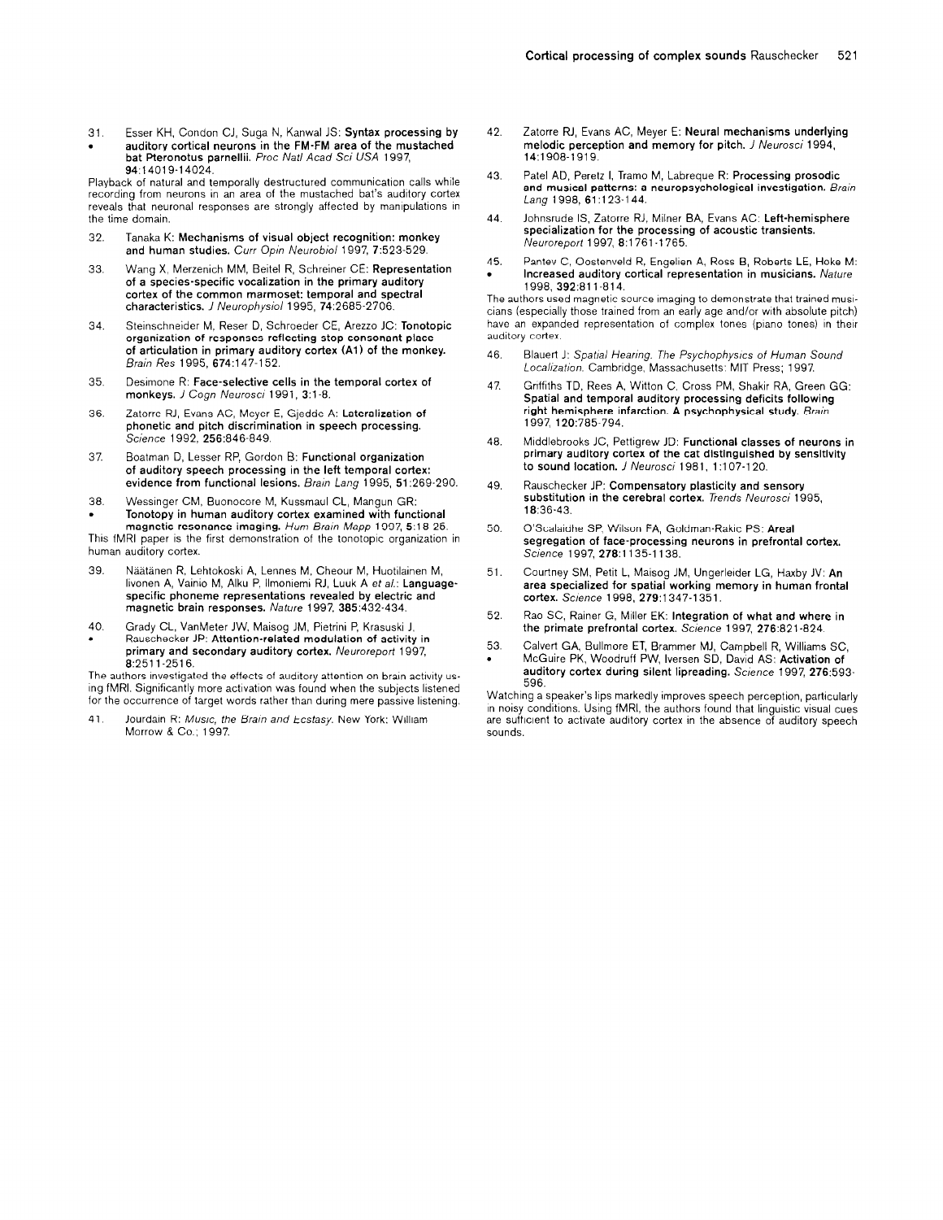31. • Esser KH, Condon CJ, Suga N, Kanwal JS: **Syntax processing by auditory cortical neurons in the FM-FM area of the mustached bat Pteronotus parnellii.** *Proc Natl Acad Sci USA* 1997, **94**:14019-14024.

Playback of natural and temporally destructured communication calls while recording from neurons in an area of the mustached bat's auditory cortex reveals that neuronal responses are strongly affected by manipulations in the time domain.

32. Tanaka K: **Mechanisms of visual object recognition: monkey and human studies.** *Curr Opin Neurobiol* 1997, **7**:523-529.

33. Wang X, Merzenich MM, Beitel R, Schreiner CE: **Representation of a species-specific vocalization in the primary auditory cortex of the common marmoset: temporal and spectral characteristics.** *J Neurophysiol* 1995, **74**:2685-2706.

34. Steinschneider M, Reser D, Schroeder CE, Arezzo JC: **Tonotopic organization of responses reflecting stop consonant place of articulation in primary auditory cortex (A1) of the monkey.** *Brain Res* 1995, **674**:147-152.

35. Desimone R: **Face-selective cells in the temporal cortex of monkeys.** *J Cogn Neurosci* 1991, **3**:1-8.

36. Zatorre RJ, Evans AC, Meyer E, Gjedde A: **Lateralization of phonetic and pitch discrimination in speech processing.** *Science* 1992, **256**:846-849.

37. Boatman D, Lesser RP, Gordon B: **Functional organization of auditory speech processing in the left temporal cortex: evidence from functional lesions.** *Brain Lang* 1995, **51**:269-290.

38. • Wessinger CM, Buonocore M, Kussmaul CL, Mangun GR: **Tonotopy in human auditory cortex examined with functional magnetic resonance imaging.** *Hum Brain Mapp* 1997, **5**:18-25.

This fMRI paper is the first demonstration of the tonotopic organization in human auditory cortex.

39. Näätänen R, Lehtokoski A, Lennes M, Cheour M, Huotilainen M, Iivonen A, Vainio M, Alku P, Ilmoniemi RJ, Luuk A *et al.*: **Language-specific phoneme representations revealed by electric and magnetic brain responses.** *Nature* 1997, **385**:432-434.

40. • Grady CL, VanMeter JW, Maisog JM, Pietrini P, Krasuski J, Rauschecker JP: **Attention-related modulation of activity in primary and secondary auditory cortex.** *Neuroreport* 1997, **8**:2511-2516.

The authors investigated the effects of auditory attention on brain activity using fMRI. Significantly more activation was found when the subjects listened for the occurrence of target words rather than during mere passive listening.

41. Jourdain R: *Music, the Brain and Ecstasy.* New York: William Morrow & Co.; 1997.

42. Zatorre RJ, Evans AC, Meyer E: **Neural mechanisms underlying melodic perception and memory for pitch.** *J Neurosci* 1994, **14**:1908-1919.

43. Patel AD, Peretz I, Tramo M, Labreque R: **Processing prosodic and musical patterns: a neuropsychological investigation.** *Brain Lang* 1998, **61**:123-144.

44. Johnsrude IS, Zatorre RJ, Milner BA, Evans AC: **Left-hemisphere specialization for the processing of acoustic transients.** *Neuroreport* 1997, **8**:1761-1765.

45. • Pantev C, Oostenveld R, Engelien A, Ross B, Roberts LE, Hoke M: **Increased auditory cortical representation in musicians.** *Nature* 1998, **392**:811-814.

The authors used magnetic source imaging to demonstrate that trained musicians (especially those trained from an early age and/or with absolute pitch) have an expanded representation of complex tones (piano tones) in their auditory cortex.

46. Blauert J: *Spatial Hearing. The Psychophysics of Human Sound Localization.* Cambridge, Massachusetts: MIT Press; 1997.

47. Griffiths TD, Rees A, Witton C, Cross PM, Shakir RA, Green GG: **Spatial and temporal auditory processing deficits following right hemisphere infarction. A psychophysical study.** *Brain* 1997, **120**:785-794.

48. Middlebrooks JC, Pettigrew JD: **Functional classes of neurons in primary auditory cortex of the cat distinguished by sensitivity to sound location.** *J Neurosci* 1981, **1**:107-120.

49. Rauschecker JP: **Compensatory plasticity and sensory substitution in the cerebral cortex.** *Trends Neurosci* 1995, **18**:36-43.

50. O'Scalaidhe SP, Wilson FA, Goldman-Rakic PS: **Areal segregation of face-processing neurons in prefrontal cortex.** *Science* 1997, **278**:1135-1138.

51. Courtney SM, Petit L, Maisog JM, Ungerleider LG, Haxby JV: **An area specialized for spatial working memory in human frontal cortex.** *Science* 1998, **279**:1347-1351.

52. Rao SC, Rainer G, Miller EK: **Integration of what and where in the primate prefrontal cortex.** *Science* 1997, **276**:821-824.

53. • Calvert GA, Bullmore ET, Brammer MJ, Campbell R, Williams SC, McGuire PK, Woodruff PW, Iversen SD, David AS: **Activation of auditory cortex during silent lipreading.** *Science* 1997, **276**:593-596.

Watching a speaker's lips markedly improves speech perception, particularly in noisy conditions. Using fMRI, the authors found that linguistic visual cues are sufficient to activate auditory cortex in the absence of auditory speech sounds.